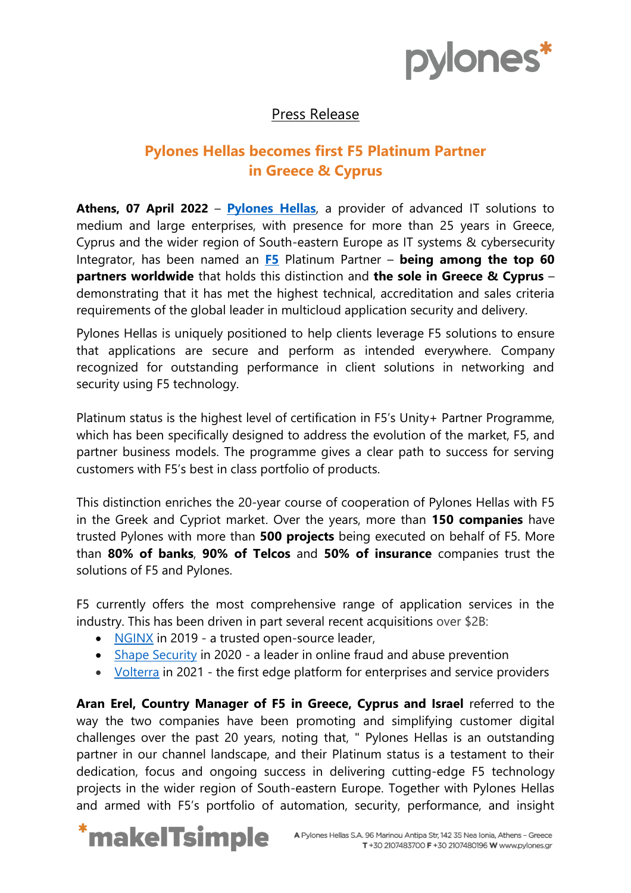Press Release

# Pylones Hellas becomes first F5 Platinum Partner in Greece & Cyprus

**Athens, 07 April 2022** – **Pylones Hellas**, a provider of advanced IT solutions to medium and large enterprises, with presence for more than 25 years in Greece, Cyprus and the wider region of South-eastern Europe as IT systems & cybersecurity Integrator, has been named an **F5** Platinum Partner – **being among the top 60 partners worldwide** that holds this distinction and **the sole in Greece & Cyprus** – demonstrating that it has met the highest technical, accreditation and sales criteria requirements of the global leader in multicloud application security and delivery.

Pylones Hellas is uniquely positioned to help clients leverage F5 solutions to ensure that applications are secure and perform as intended everywhere. Company recognized for outstanding performance in client solutions in networking and security using F5 technology.

Platinum status is the highest level of certification in F5's Unity+ Partner Programme, which has been specifically designed to address the evolution of the market, F5, and partner business models. The programme gives a clear path to success for serving customers with F5's best in class portfolio of products.

This distinction enriches the 20-year course of cooperation of Pylones Hellas with F5 in the Greek and Cypriot market. Over the years, more than **150 companies** have trusted Pylones with more than **500 projects** being executed on behalf of F5. More than **80% of banks**, **90% of Telcos** and **50% of insurance** companies trust the solutions of F5 and Pylones.

F5 currently offers the most comprehensive range of application services in the industry. This has been driven in part several recent acquisitions over $2B:

- NGINX in 2019 - a trusted open-source leader,
- Shape Security in 2020 - a leader in online fraud and abuse prevention
- Volterra in 2021 - the first edge platform for enterprises and service providers

**Aran Erel, Country Manager of F5 in Greece, Cyprus and Israel** referred to the way the two companies have been promoting and simplifying customer digital challenges over the past 20 years, noting that, " Pylones Hellas is an outstanding partner in our channel landscape, and their Platinum status is a testament to their dedication, focus and ongoing success in delivering cutting-edge F5 technology projects in the wider region of South-eastern Europe. Together with Pylones Hellas and armed with F5's portfolio of automation, security, performance, and insight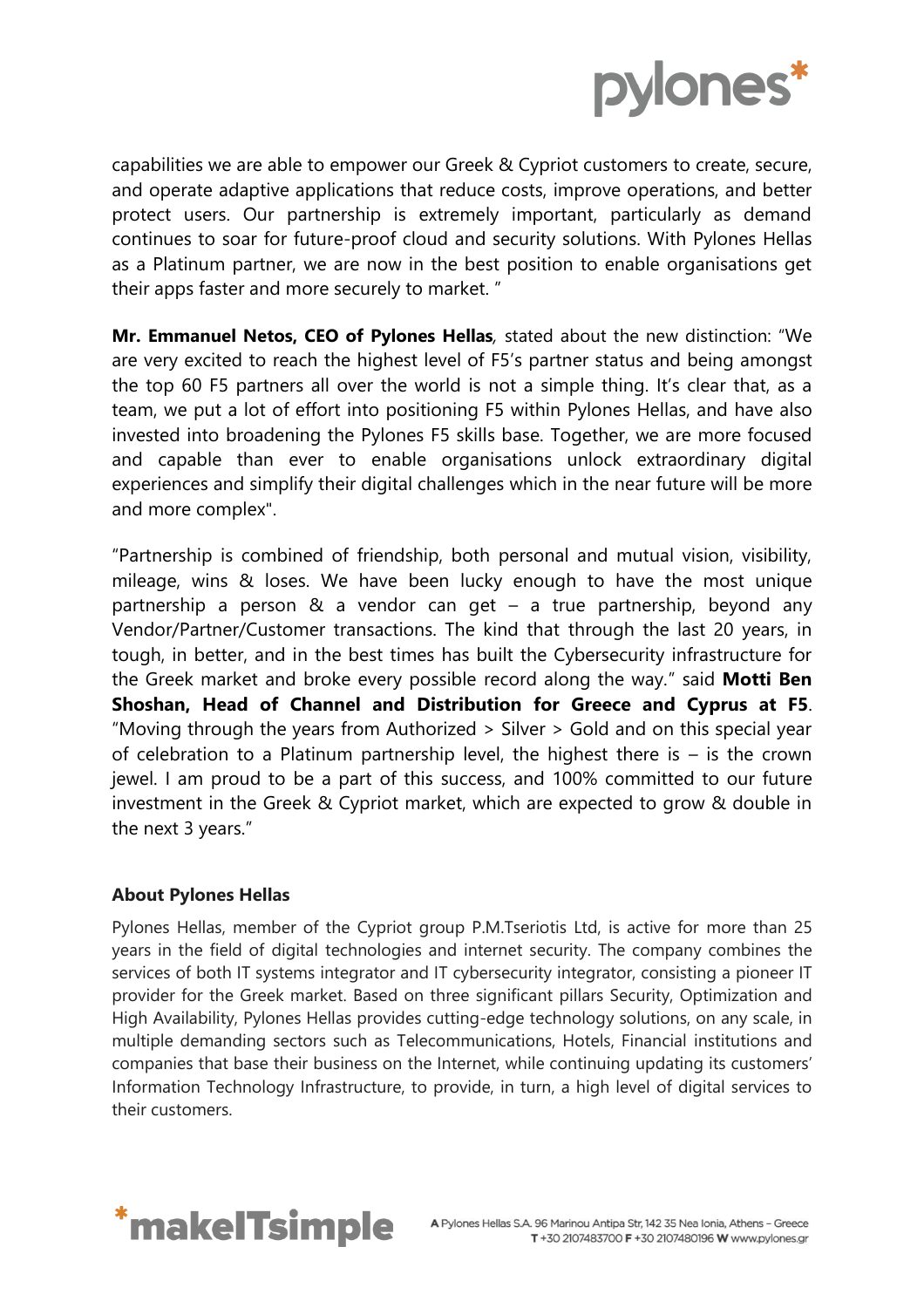capabilities we are able to empower our Greek & Cypriot customers to create, secure, and operate adaptive applications that reduce costs, improve operations, and better protect users. Our partnership is extremely important, particularly as demand continues to soar for future-proof cloud and security solutions. With Pylones Hellas as a Platinum partner, we are now in the best position to enable organisations get their apps faster and more securely to market. "

**Mr. Emmanuel Netos, CEO of Pylones Hellas**, stated about the new distinction: "We are very excited to reach the highest level of F5's partner status and being amongst the top 60 F5 partners all over the world is not a simple thing. It's clear that, as a team, we put a lot of effort into positioning F5 within Pylones Hellas, and have also invested into broadening the Pylones F5 skills base. Together, we are more focused and capable than ever to enable organisations unlock extraordinary digital experiences and simplify their digital challenges which in the near future will be more and more complex".

"Partnership is combined of friendship, both personal and mutual vision, visibility, mileage, wins & loses. We have been lucky enough to have the most unique partnership a person & a vendor can get – a true partnership, beyond any Vendor/Partner/Customer transactions. The kind that through the last 20 years, in tough, in better, and in the best times has built the Cybersecurity infrastructure for the Greek market and broke every possible record along the way." said **Motti Ben Shoshan, Head of Channel and Distribution for Greece and Cyprus at F5**. "Moving through the years from Authorized > Silver > Gold and on this special year of celebration to a Platinum partnership level, the highest there is – is the crown jewel. I am proud to be a part of this success, and 100% committed to our future investment in the Greek & Cypriot market, which are expected to grow & double in the next 3 years."

**About Pylones Hellas**

Pylones Hellas, member of the Cypriot group P.M.Tseriotis Ltd, is active for more than 25 years in the field of digital technologies and internet security. The company combines the services of both IT systems integrator and IT cybersecurity integrator, consisting a pioneer IT provider for the Greek market. Based on three significant pillars Security, Optimization and High Availability, Pylones Hellas provides cutting-edge technology solutions, on any scale, in multiple demanding sectors such as Telecommunications, Hotels, Financial institutions and companies that base their business on the Internet, while continuing updating its customers' Information Technology Infrastructure, to provide, in turn, a high level of digital services to their customers.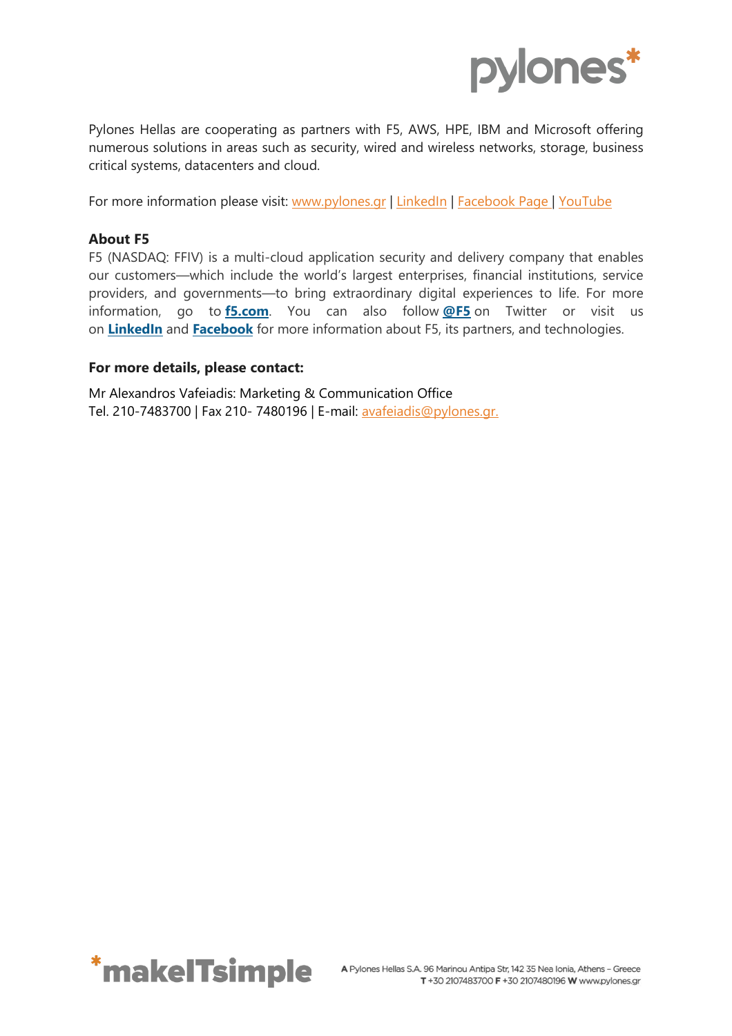Pylones Hellas are cooperating as partners with F5, AWS, HPE, IBM and Microsoft offering numerous solutions in areas such as security, wired and wireless networks, storage, business critical systems, datacenters and cloud.

For more information please visit: www.pylones.gr | LinkedIn | Facebook Page | YouTube

**About F5**

F5 (NASDAQ: FFIV) is a multi-cloud application security and delivery company that enables our customers—which include the world's largest enterprises, financial institutions, service providers, and governments—to bring extraordinary digital experiences to life. For more information, go to **f5.com**. You can also follow **@F5** on Twitter or visit us on **LinkedIn** and **Facebook** for more information about F5, its partners, and technologies.

**For more details, please contact:**

Mr Alexandros Vafeiadis: Marketing & Communication Office
Tel. 210-7483700 | Fax 210- 7480196 | E-mail: avafeiadis@pylones.gr.